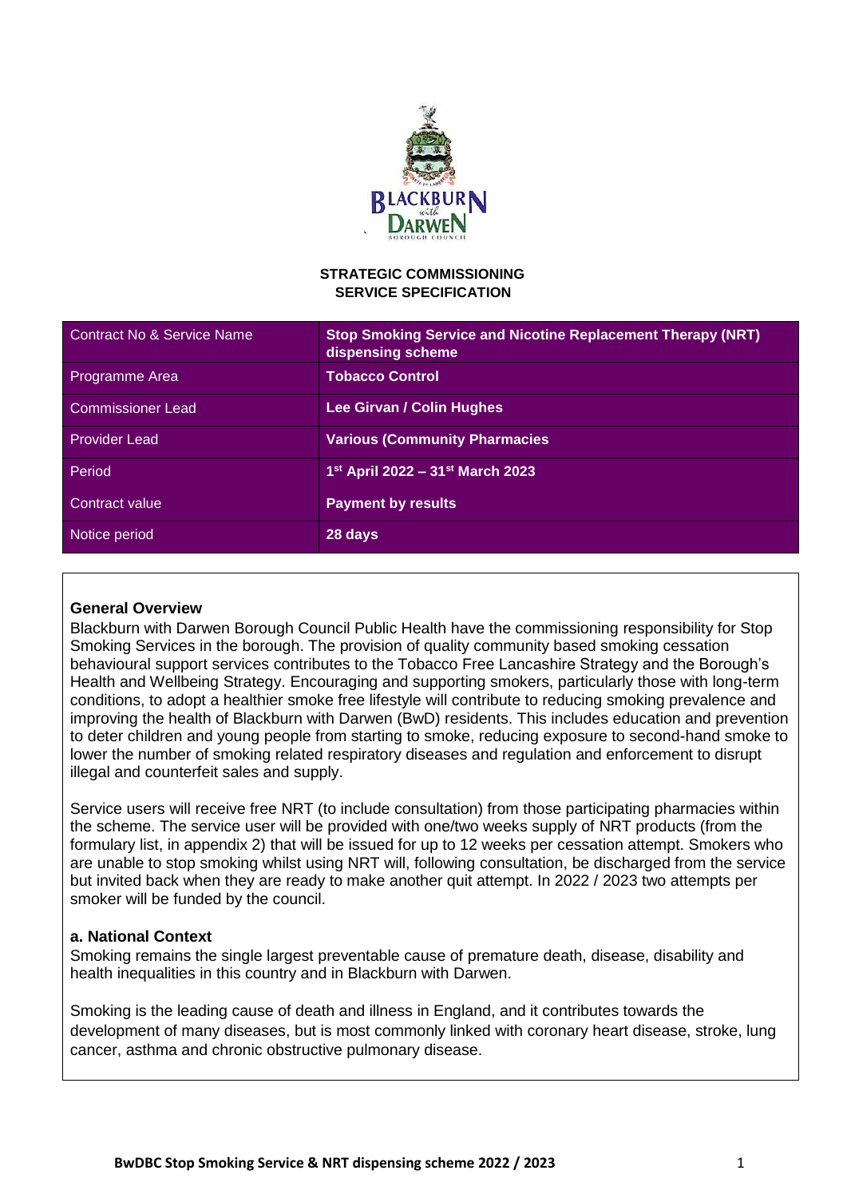**STRATEGIC COMMISSIONING**
**SERVICE SPECIFICATION**

| Contract No & Service Name | **Stop Smoking Service and Nicotine Replacement Therapy (NRT) dispensing scheme** |
|---|---|
| Programme Area | **Tobacco Control** |
| Commissioner Lead | **Lee Girvan / Colin Hughes** |
| Provider Lead | **Various (Community Pharmacies** |
| Period | **1st April 2022 – 31st March 2023** |
| Contract value | **Payment by results** |
| Notice period | **28 days** |

**General Overview**

Blackburn with Darwen Borough Council Public Health have the commissioning responsibility for Stop Smoking Services in the borough. The provision of quality community based smoking cessation behavioural support services contributes to the Tobacco Free Lancashire Strategy and the Borough's Health and Wellbeing Strategy. Encouraging and supporting smokers, particularly those with long-term conditions, to adopt a healthier smoke free lifestyle will contribute to reducing smoking prevalence and improving the health of Blackburn with Darwen (BwD) residents. This includes education and prevention to deter children and young people from starting to smoke, reducing exposure to second-hand smoke to lower the number of smoking related respiratory diseases and regulation and enforcement to disrupt illegal and counterfeit sales and supply.

Service users will receive free NRT (to include consultation) from those participating pharmacies within the scheme. The service user will be provided with one/two weeks supply of NRT products (from the formulary list, in appendix 2) that will be issued for up to 12 weeks per cessation attempt. Smokers who are unable to stop smoking whilst using NRT will, following consultation, be discharged from the service but invited back when they are ready to make another quit attempt. In 2022 / 2023 two attempts per smoker will be funded by the council.

**a. National Context**

Smoking remains the single largest preventable cause of premature death, disease, disability and health inequalities in this country and in Blackburn with Darwen.

Smoking is the leading cause of death and illness in England, and it contributes towards the development of many diseases, but is most commonly linked with coronary heart disease, stroke, lung cancer, asthma and chronic obstructive pulmonary disease.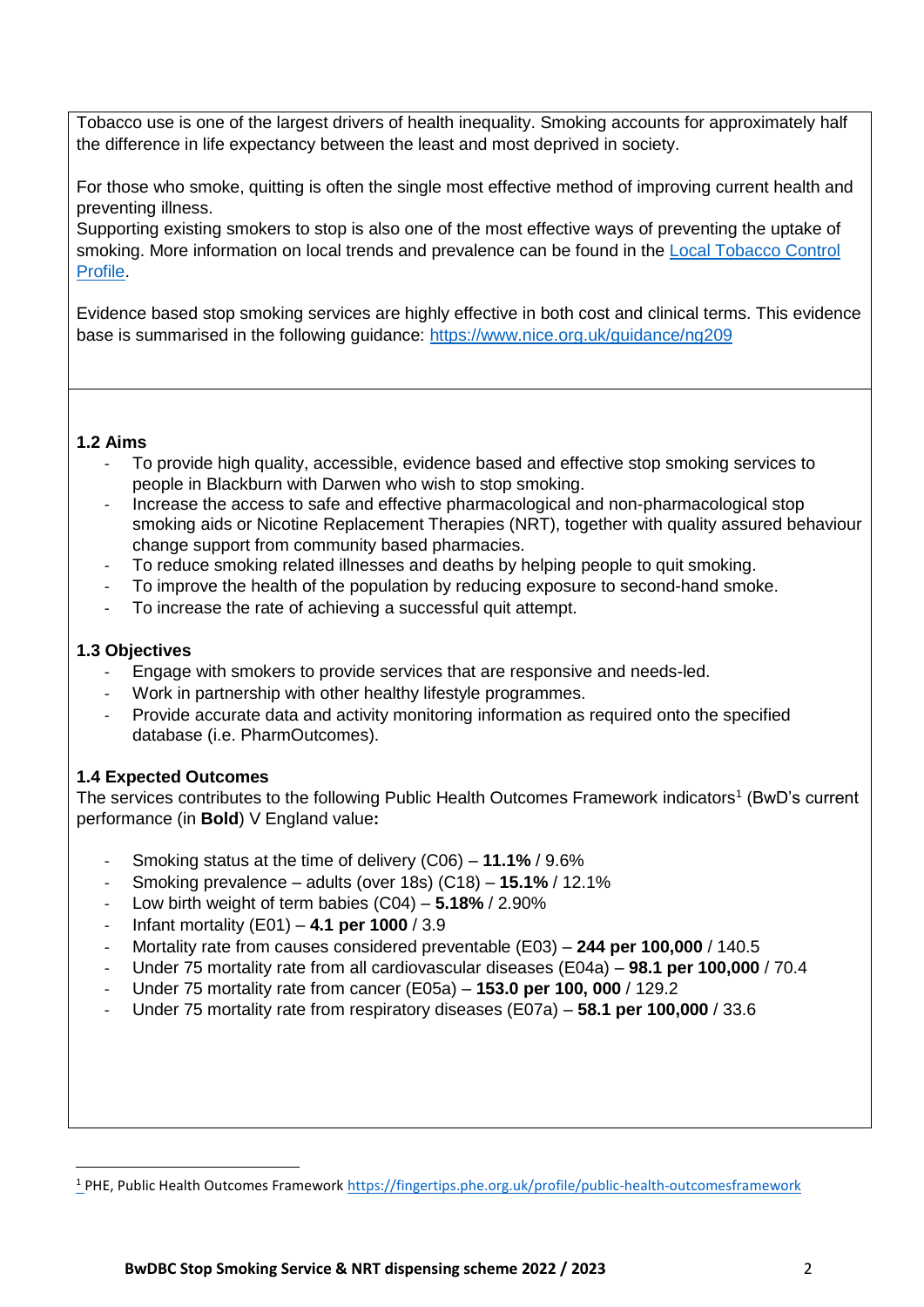Tobacco use is one of the largest drivers of health inequality. Smoking accounts for approximately half the difference in life expectancy between the least and most deprived in society.

For those who smoke, quitting is often the single most effective method of improving current health and preventing illness.
Supporting existing smokers to stop is also one of the most effective ways of preventing the uptake of smoking. More information on local trends and prevalence can be found in the [Local Tobacco Control Profile](#).

Evidence based stop smoking services are highly effective in both cost and clinical terms. This evidence base is summarised in the following guidance: [https://www.nice.org.uk/guidance/ng209](https://www.nice.org.uk/guidance/ng209)

### 1.2 Aims

- To provide high quality, accessible, evidence based and effective stop smoking services to people in Blackburn with Darwen who wish to stop smoking.
- Increase the access to safe and effective pharmacological and non-pharmacological stop smoking aids or Nicotine Replacement Therapies (NRT), together with quality assured behaviour change support from community based pharmacies.
- To reduce smoking related illnesses and deaths by helping people to quit smoking.
- To improve the health of the population by reducing exposure to second-hand smoke.
- To increase the rate of achieving a successful quit attempt.

### 1.3 Objectives

- Engage with smokers to provide services that are responsive and needs-led.
- Work in partnership with other healthy lifestyle programmes.
- Provide accurate data and activity monitoring information as required onto the specified database (i.e. PharmOutcomes).

### 1.4 Expected Outcomes

The services contributes to the following Public Health Outcomes Framework indicators[1] (BwD's current performance (in **Bold**) V England value**:**

- Smoking status at the time of delivery (C06) – **11.1%** / 9.6%
- Smoking prevalence – adults (over 18s) (C18) – **15.1%** / 12.1%
- Low birth weight of term babies (C04) – **5.18%** / 2.90%
- Infant mortality (E01) – **4.1 per 1000** / 3.9
- Mortality rate from causes considered preventable (E03) – **244 per 100,000** / 140.5
- Under 75 mortality rate from all cardiovascular diseases (E04a) – **98.1 per 100,000** / 70.4
- Under 75 mortality rate from cancer (E05a) – **153.0 per 100, 000** / 129.2
- Under 75 mortality rate from respiratory diseases (E07a) – **58.1 per 100,000** / 33.6

[1] PHE, Public Health Outcomes Framework [https://fingertips.phe.org.uk/profile/public-health-outcomesframework](https://fingertips.phe.org.uk/profile/public-health-outcomesframework)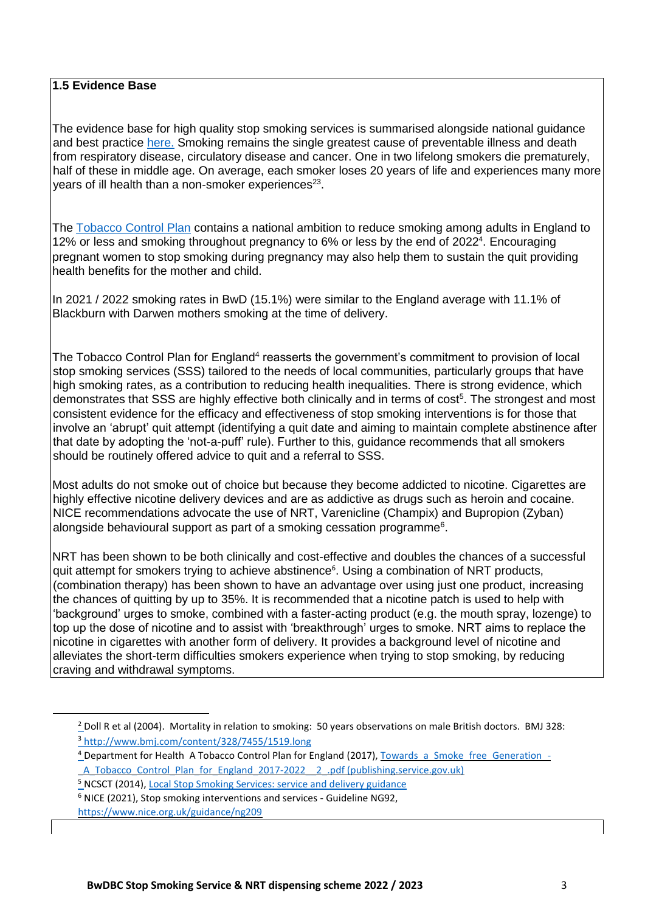**1.5 Evidence Base**

The evidence base for high quality stop smoking services is summarised alongside national guidance and best practice here. Smoking remains the single greatest cause of preventable illness and death from respiratory disease, circulatory disease and cancer. One in two lifelong smokers die prematurely, half of these in middle age. On average, each smoker loses 20 years of life and experiences many more years of ill health than a non-smoker experiences[23].

The Tobacco Control Plan contains a national ambition to reduce smoking among adults in England to 12% or less and smoking throughout pregnancy to 6% or less by the end of 2022[4]. Encouraging pregnant women to stop smoking during pregnancy may also help them to sustain the quit providing health benefits for the mother and child.

In 2021 / 2022 smoking rates in BwD (15.1%) were similar to the England average with 11.1% of Blackburn with Darwen mothers smoking at the time of delivery.

The Tobacco Control Plan for England[4] reasserts the government's commitment to provision of local stop smoking services (SSS) tailored to the needs of local communities, particularly groups that have high smoking rates, as a contribution to reducing health inequalities. There is strong evidence, which demonstrates that SSS are highly effective both clinically and in terms of cost[5]. The strongest and most consistent evidence for the efficacy and effectiveness of stop smoking interventions is for those that involve an 'abrupt' quit attempt (identifying a quit date and aiming to maintain complete abstinence after that date by adopting the 'not-a-puff' rule). Further to this, guidance recommends that all smokers should be routinely offered advice to quit and a referral to SSS.

Most adults do not smoke out of choice but because they become addicted to nicotine. Cigarettes are highly effective nicotine delivery devices and are as addictive as drugs such as heroin and cocaine. NICE recommendations advocate the use of NRT, Varenicline (Champix) and Bupropion (Zyban) alongside behavioural support as part of a smoking cessation programme[6].

NRT has been shown to be both clinically and cost-effective and doubles the chances of a successful quit attempt for smokers trying to achieve abstinence[6]. Using a combination of NRT products, (combination therapy) has been shown to have an advantage over using just one product, increasing the chances of quitting by up to 35%. It is recommended that a nicotine patch is used to help with 'background' urges to smoke, combined with a faster-acting product (e.g. the mouth spray, lozenge) to top up the dose of nicotine and to assist with 'breakthrough' urges to smoke. NRT aims to replace the nicotine in cigarettes with another form of delivery. It provides a background level of nicotine and alleviates the short-term difficulties smokers experience when trying to stop smoking, by reducing craving and withdrawal symptoms.

---

[2] Doll R et al (2004). Mortality in relation to smoking: 50 years observations on male British doctors. BMJ 328:

[3] http://www.bmj.com/content/328/7455/1519.long

[4] Department for Health A Tobacco Control Plan for England (2017), Towards_a_Smoke_free_Generation_-_A_Tobacco_Control_Plan_for_England_2017-2022__2_.pdf (publishing.service.gov.uk)

[5] NCSCT (2014), Local Stop Smoking Services: service and delivery guidance

[6] NICE (2021), Stop smoking interventions and services - Guideline NG92, https://www.nice.org.uk/guidance/ng209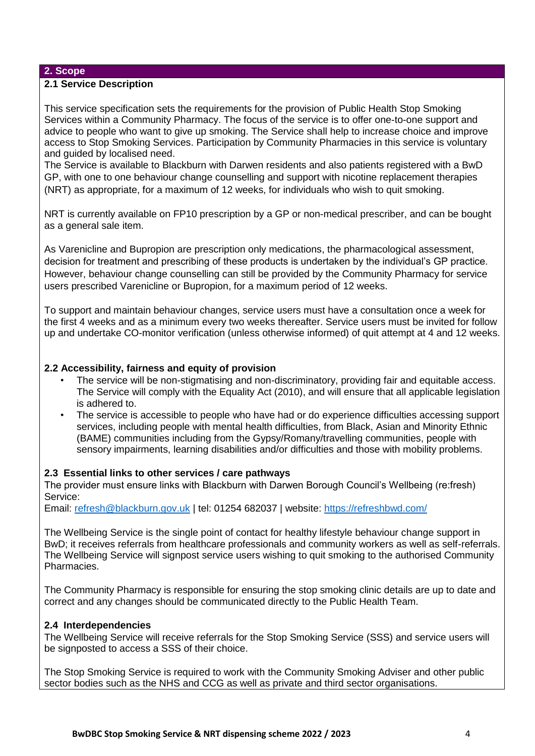## 2. Scope

### 2.1 Service Description

This service specification sets the requirements for the provision of Public Health Stop Smoking Services within a Community Pharmacy. The focus of the service is to offer one-to-one support and advice to people who want to give up smoking. The Service shall help to increase choice and improve access to Stop Smoking Services. Participation by Community Pharmacies in this service is voluntary and guided by localised need.

The Service is available to Blackburn with Darwen residents and also patients registered with a BwD GP, with one to one behaviour change counselling and support with nicotine replacement therapies (NRT) as appropriate, for a maximum of 12 weeks, for individuals who wish to quit smoking.

NRT is currently available on FP10 prescription by a GP or non-medical prescriber, and can be bought as a general sale item.

As Varenicline and Bupropion are prescription only medications, the pharmacological assessment, decision for treatment and prescribing of these products is undertaken by the individual's GP practice. However, behaviour change counselling can still be provided by the Community Pharmacy for service users prescribed Varenicline or Bupropion, for a maximum period of 12 weeks.

To support and maintain behaviour changes, service users must have a consultation once a week for the first 4 weeks and as a minimum every two weeks thereafter. Service users must be invited for follow up and undertake CO-monitor verification (unless otherwise informed) of quit attempt at 4 and 12 weeks.

### 2.2 Accessibility, fairness and equity of provision

- The service will be non-stigmatising and non-discriminatory, providing fair and equitable access. The Service will comply with the Equality Act (2010), and will ensure that all applicable legislation is adhered to.
- The service is accessible to people who have had or do experience difficulties accessing support services, including people with mental health difficulties, from Black, Asian and Minority Ethnic (BAME) communities including from the Gypsy/Romany/travelling communities, people with sensory impairments, learning disabilities and/or difficulties and those with mobility problems.

### 2.3 Essential links to other services / care pathways

The provider must ensure links with Blackburn with Darwen Borough Council's Wellbeing (re:fresh) Service:

Email: [refresh@blackburn.gov.uk](mailto:refresh@blackburn.gov.uk) | tel: 01254 682037 | website: [https://refreshbwd.com/](https://refreshbwd.com/)

The Wellbeing Service is the single point of contact for healthy lifestyle behaviour change support in BwD; it receives referrals from healthcare professionals and community workers as well as self-referrals. The Wellbeing Service will signpost service users wishing to quit smoking to the authorised Community Pharmacies.

The Community Pharmacy is responsible for ensuring the stop smoking clinic details are up to date and correct and any changes should be communicated directly to the Public Health Team.

### 2.4 Interdependencies

The Wellbeing Service will receive referrals for the Stop Smoking Service (SSS) and service users will be signposted to access a SSS of their choice.

The Stop Smoking Service is required to work with the Community Smoking Adviser and other public sector bodies such as the NHS and CCG as well as private and third sector organisations.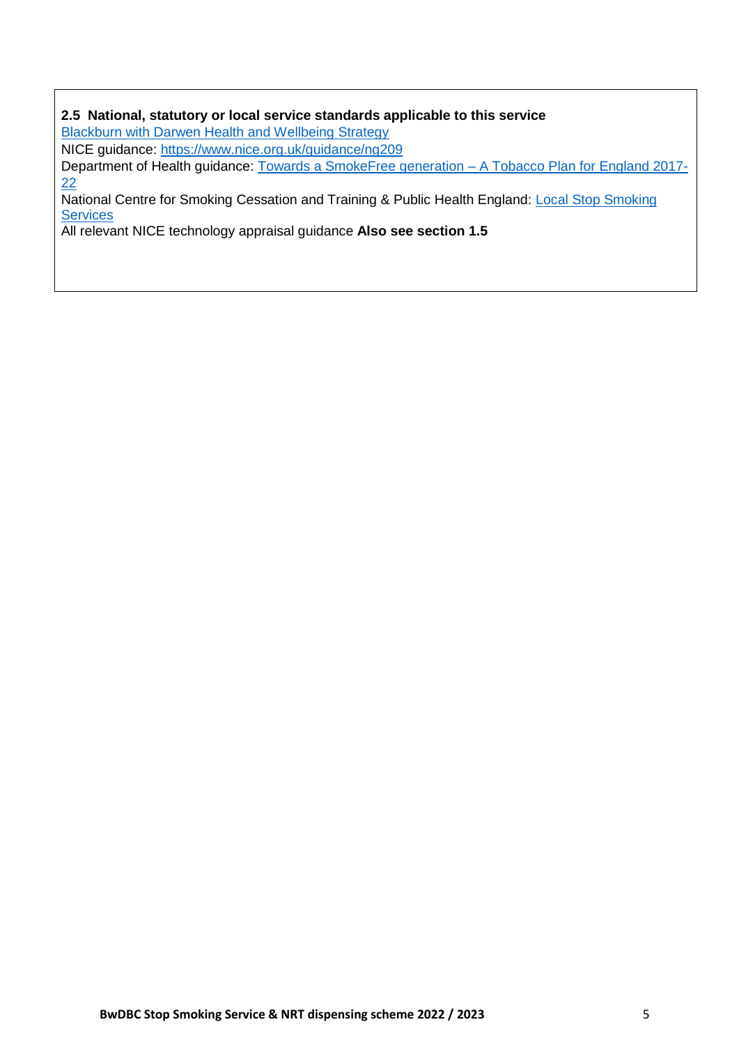**2.5 National, statutory or local service standards applicable to this service**

Blackburn with Darwen Health and Wellbeing Strategy

NICE guidance: https://www.nice.org.uk/guidance/ng209

Department of Health guidance: Towards a SmokeFree generation – A Tobacco Plan for England 2017-22

National Centre for Smoking Cessation and Training & Public Health England: Local Stop Smoking Services

All relevant NICE technology appraisal guidance **Also see section 1.5**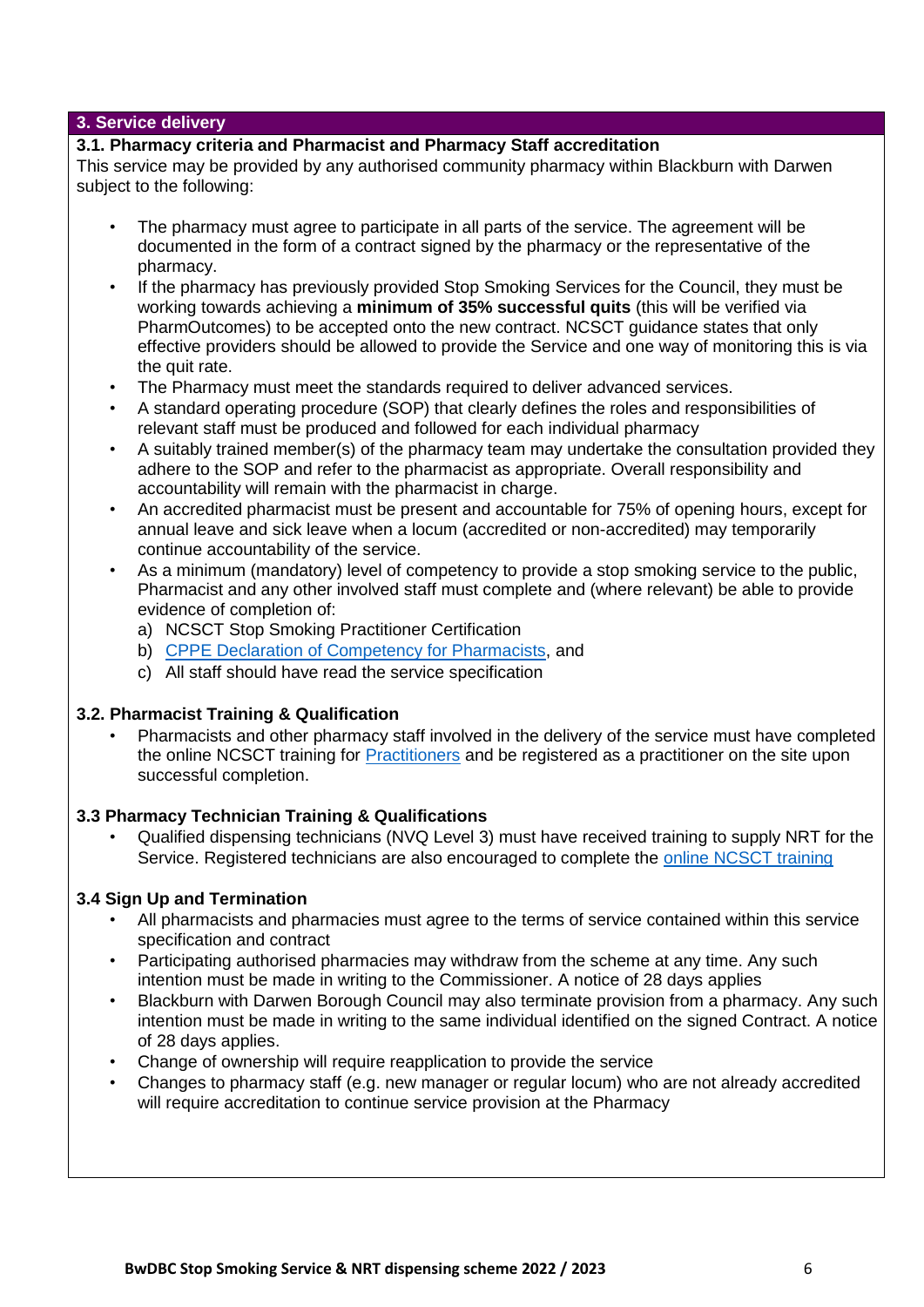## 3. Service delivery

### 3.1. Pharmacy criteria and Pharmacist and Pharmacy Staff accreditation

This service may be provided by any authorised community pharmacy within Blackburn with Darwen subject to the following:

- The pharmacy must agree to participate in all parts of the service. The agreement will be documented in the form of a contract signed by the pharmacy or the representative of the pharmacy.
- If the pharmacy has previously provided Stop Smoking Services for the Council, they must be working towards achieving a **minimum of 35% successful quits** (this will be verified via PharmOutcomes) to be accepted onto the new contract. NCSCT guidance states that only effective providers should be allowed to provide the Service and one way of monitoring this is via the quit rate.
- The Pharmacy must meet the standards required to deliver advanced services.
- A standard operating procedure (SOP) that clearly defines the roles and responsibilities of relevant staff must be produced and followed for each individual pharmacy
- A suitably trained member(s) of the pharmacy team may undertake the consultation provided they adhere to the SOP and refer to the pharmacist as appropriate. Overall responsibility and accountability will remain with the pharmacist in charge.
- An accredited pharmacist must be present and accountable for 75% of opening hours, except for annual leave and sick leave when a locum (accredited or non-accredited) may temporarily continue accountability of the service.
- As a minimum (mandatory) level of competency to provide a stop smoking service to the public, Pharmacist and any other involved staff must complete and (where relevant) be able to provide evidence of completion of:
  a) NCSCT Stop Smoking Practitioner Certification
  b) CPPE Declaration of Competency for Pharmacists, and
  c) All staff should have read the service specification

### 3.2. Pharmacist Training & Qualification

- Pharmacists and other pharmacy staff involved in the delivery of the service must have completed the online NCSCT training for Practitioners and be registered as a practitioner on the site upon successful completion.

### 3.3 Pharmacy Technician Training & Qualifications

- Qualified dispensing technicians (NVQ Level 3) must have received training to supply NRT for the Service. Registered technicians are also encouraged to complete the online NCSCT training

### 3.4 Sign Up and Termination

- All pharmacists and pharmacies must agree to the terms of service contained within this service specification and contract
- Participating authorised pharmacies may withdraw from the scheme at any time. Any such intention must be made in writing to the Commissioner. A notice of 28 days applies
- Blackburn with Darwen Borough Council may also terminate provision from a pharmacy. Any such intention must be made in writing to the same individual identified on the signed Contract. A notice of 28 days applies.
- Change of ownership will require reapplication to provide the service
- Changes to pharmacy staff (e.g. new manager or regular locum) who are not already accredited will require accreditation to continue service provision at the Pharmacy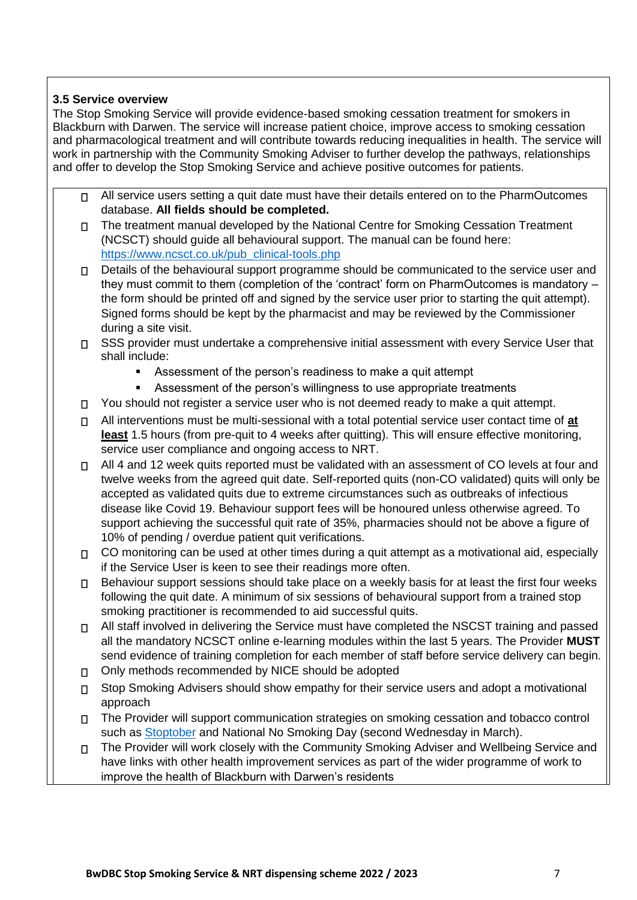### 3.5 Service overview

The Stop Smoking Service will provide evidence-based smoking cessation treatment for smokers in Blackburn with Darwen. The service will increase patient choice, improve access to smoking cessation and pharmacological treatment and will contribute towards reducing inequalities in health. The service will work in partnership with the Community Smoking Adviser to further develop the pathways, relationships and offer to develop the Stop Smoking Service and achieve positive outcomes for patients.

- All service users setting a quit date must have their details entered on to the PharmOutcomes database. **All fields should be completed.**
- The treatment manual developed by the National Centre for Smoking Cessation Treatment (NCSCT) should guide all behavioural support. The manual can be found here: [https://www.ncsct.co.uk/pub_clinical-tools.php](https://www.ncsct.co.uk/pub_clinical-tools.php)
- Details of the behavioural support programme should be communicated to the service user and they must commit to them (completion of the 'contract' form on PharmOutcomes is mandatory – the form should be printed off and signed by the service user prior to starting the quit attempt). Signed forms should be kept by the pharmacist and may be reviewed by the Commissioner during a site visit.
- SSS provider must undertake a comprehensive initial assessment with every Service User that shall include:
  - Assessment of the person's readiness to make a quit attempt
  - Assessment of the person's willingness to use appropriate treatments
- You should not register a service user who is not deemed ready to make a quit attempt.
- All interventions must be multi-sessional with a total potential service user contact time of **at least** 1.5 hours (from pre-quit to 4 weeks after quitting). This will ensure effective monitoring, service user compliance and ongoing access to NRT.
- All 4 and 12 week quits reported must be validated with an assessment of CO levels at four and twelve weeks from the agreed quit date. Self-reported quits (non-CO validated) quits will only be accepted as validated quits due to extreme circumstances such as outbreaks of infectious disease like Covid 19. Behaviour support fees will be honoured unless otherwise agreed. To support achieving the successful quit rate of 35%, pharmacies should not be above a figure of 10% of pending / overdue patient quit verifications.
- CO monitoring can be used at other times during a quit attempt as a motivational aid, especially if the Service User is keen to see their readings more often.
- Behaviour support sessions should take place on a weekly basis for at least the first four weeks following the quit date. A minimum of six sessions of behavioural support from a trained stop smoking practitioner is recommended to aid successful quits.
- All staff involved in delivering the Service must have completed the NSCST training and passed all the mandatory NCSCT online e-learning modules within the last 5 years. The Provider **MUST** send evidence of training completion for each member of staff before service delivery can begin.
- Only methods recommended by NICE should be adopted
- Stop Smoking Advisers should show empathy for their service users and adopt a motivational approach
- The Provider will support communication strategies on smoking cessation and tobacco control such as Stoptober and National No Smoking Day (second Wednesday in March).
- The Provider will work closely with the Community Smoking Adviser and Wellbeing Service and have links with other health improvement services as part of the wider programme of work to improve the health of Blackburn with Darwen's residents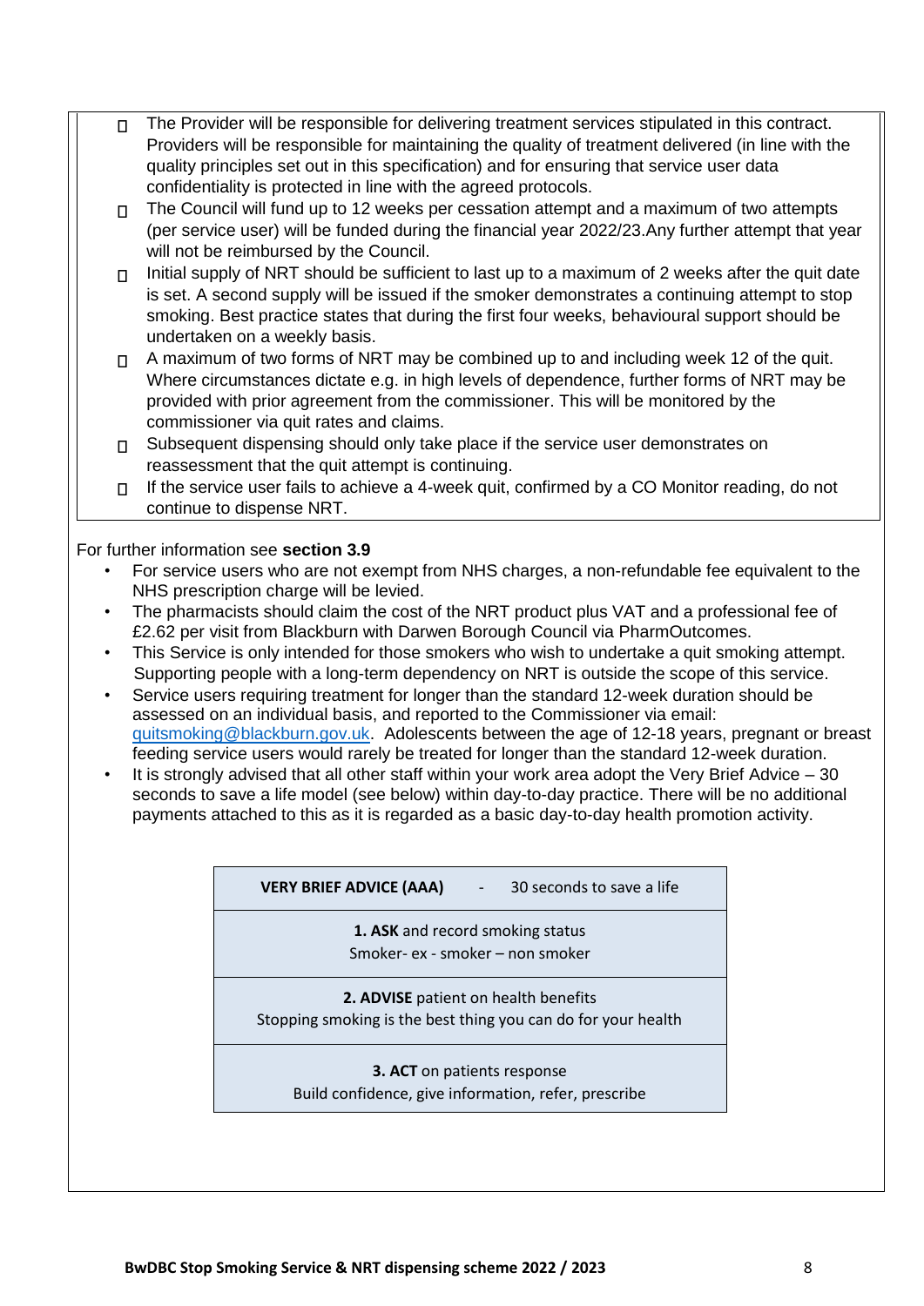- The Provider will be responsible for delivering treatment services stipulated in this contract. Providers will be responsible for maintaining the quality of treatment delivered (in line with the quality principles set out in this specification) and for ensuring that service user data confidentiality is protected in line with the agreed protocols.
- The Council will fund up to 12 weeks per cessation attempt and a maximum of two attempts (per service user) will be funded during the financial year 2022/23.Any further attempt that year will not be reimbursed by the Council.
- Initial supply of NRT should be sufficient to last up to a maximum of 2 weeks after the quit date is set. A second supply will be issued if the smoker demonstrates a continuing attempt to stop smoking. Best practice states that during the first four weeks, behavioural support should be undertaken on a weekly basis.
- A maximum of two forms of NRT may be combined up to and including week 12 of the quit. Where circumstances dictate e.g. in high levels of dependence, further forms of NRT may be provided with prior agreement from the commissioner. This will be monitored by the commissioner via quit rates and claims.
- Subsequent dispensing should only take place if the service user demonstrates on reassessment that the quit attempt is continuing.
- If the service user fails to achieve a 4-week quit, confirmed by a CO Monitor reading, do not continue to dispense NRT.

For further information see **section 3.9**

- For service users who are not exempt from NHS charges, a non-refundable fee equivalent to the NHS prescription charge will be levied.
- The pharmacists should claim the cost of the NRT product plus VAT and a professional fee of £2.62 per visit from Blackburn with Darwen Borough Council via PharmOutcomes.
- This Service is only intended for those smokers who wish to undertake a quit smoking attempt. Supporting people with a long-term dependency on NRT is outside the scope of this service.
- Service users requiring treatment for longer than the standard 12-week duration should be assessed on an individual basis, and reported to the Commissioner via email: quitsmoking@blackburn.gov.uk. Adolescents between the age of 12-18 years, pregnant or breast feeding service users would rarely be treated for longer than the standard 12-week duration.
- It is strongly advised that all other staff within your work area adopt the Very Brief Advice – 30 seconds to save a life model (see below) within day-to-day practice. There will be no additional payments attached to this as it is regarded as a basic day-to-day health promotion activity.

| **VERY BRIEF ADVICE (AAA)** - 30 seconds to save a life |
|---|
| **1. ASK** and record smoking status<br>Smoker- ex - smoker – non smoker |
| **2. ADVISE** patient on health benefits<br>Stopping smoking is the best thing you can do for your health |
| **3. ACT** on patients response<br>Build confidence, give information, refer, prescribe |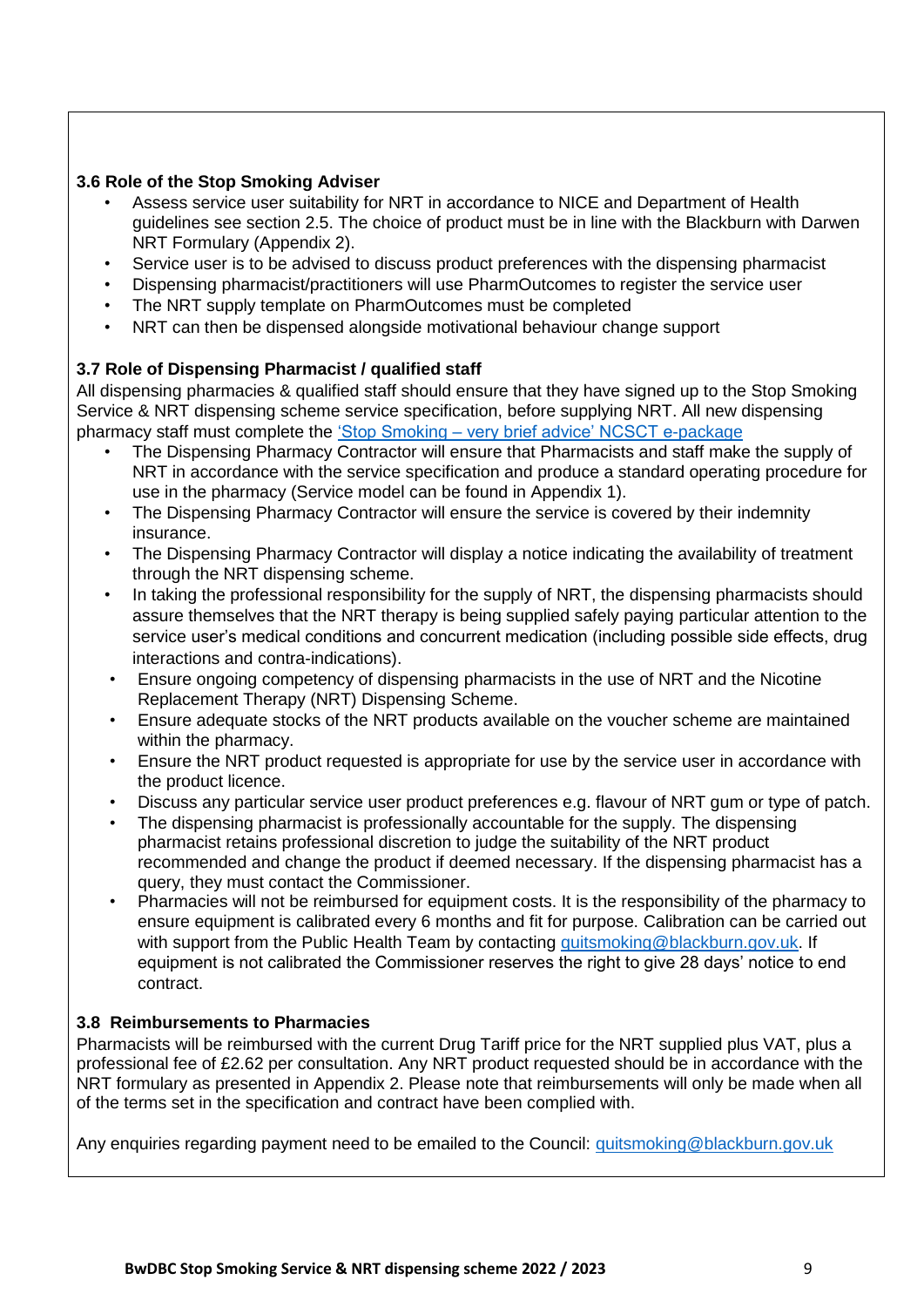**3.6 Role of the Stop Smoking Adviser**

- Assess service user suitability for NRT in accordance to NICE and Department of Health guidelines see section 2.5. The choice of product must be in line with the Blackburn with Darwen NRT Formulary (Appendix 2).
- Service user is to be advised to discuss product preferences with the dispensing pharmacist
- Dispensing pharmacist/practitioners will use PharmOutcomes to register the service user
- The NRT supply template on PharmOutcomes must be completed
- NRT can then be dispensed alongside motivational behaviour change support

**3.7 Role of Dispensing Pharmacist / qualified staff**

All dispensing pharmacies & qualified staff should ensure that they have signed up to the Stop Smoking Service & NRT dispensing scheme service specification, before supplying NRT. All new dispensing pharmacy staff must complete the 'Stop Smoking – very brief advice' NCSCT e-package

- The Dispensing Pharmacy Contractor will ensure that Pharmacists and staff make the supply of NRT in accordance with the service specification and produce a standard operating procedure for use in the pharmacy (Service model can be found in Appendix 1).
- The Dispensing Pharmacy Contractor will ensure the service is covered by their indemnity insurance.
- The Dispensing Pharmacy Contractor will display a notice indicating the availability of treatment through the NRT dispensing scheme.
- In taking the professional responsibility for the supply of NRT, the dispensing pharmacists should assure themselves that the NRT therapy is being supplied safely paying particular attention to the service user's medical conditions and concurrent medication (including possible side effects, drug interactions and contra-indications).
- Ensure ongoing competency of dispensing pharmacists in the use of NRT and the Nicotine Replacement Therapy (NRT) Dispensing Scheme.
- Ensure adequate stocks of the NRT products available on the voucher scheme are maintained within the pharmacy.
- Ensure the NRT product requested is appropriate for use by the service user in accordance with the product licence.
- Discuss any particular service user product preferences e.g. flavour of NRT gum or type of patch.
- The dispensing pharmacist is professionally accountable for the supply. The dispensing pharmacist retains professional discretion to judge the suitability of the NRT product recommended and change the product if deemed necessary. If the dispensing pharmacist has a query, they must contact the Commissioner.
- Pharmacies will not be reimbursed for equipment costs. It is the responsibility of the pharmacy to ensure equipment is calibrated every 6 months and fit for purpose. Calibration can be carried out with support from the Public Health Team by contacting quitsmoking@blackburn.gov.uk. If equipment is not calibrated the Commissioner reserves the right to give 28 days' notice to end contract.

**3.8 Reimbursements to Pharmacies**

Pharmacists will be reimbursed with the current Drug Tariff price for the NRT supplied plus VAT, plus a professional fee of £2.62 per consultation. Any NRT product requested should be in accordance with the NRT formulary as presented in Appendix 2. Please note that reimbursements will only be made when all of the terms set in the specification and contract have been complied with.

Any enquiries regarding payment need to be emailed to the Council: quitsmoking@blackburn.gov.uk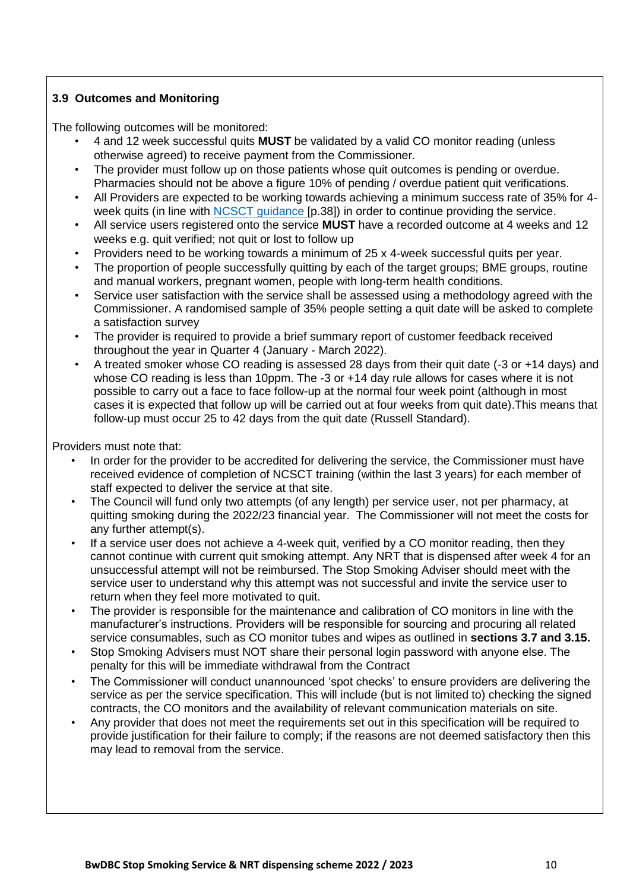### 3.9 Outcomes and Monitoring

The following outcomes will be monitored:

- 4 and 12 week successful quits **MUST** be validated by a valid CO monitor reading (unless otherwise agreed) to receive payment from the Commissioner.
- The provider must follow up on those patients whose quit outcomes is pending or overdue. Pharmacies should not be above a figure 10% of pending / overdue patient quit verifications.
- All Providers are expected to be working towards achieving a minimum success rate of 35% for 4-week quits (in line with NCSCT guidance [p.38]) in order to continue providing the service.
- All service users registered onto the service **MUST** have a recorded outcome at 4 weeks and 12 weeks e.g. quit verified; not quit or lost to follow up
- Providers need to be working towards a minimum of 25 x 4-week successful quits per year.
- The proportion of people successfully quitting by each of the target groups; BME groups, routine and manual workers, pregnant women, people with long-term health conditions.
- Service user satisfaction with the service shall be assessed using a methodology agreed with the Commissioner. A randomised sample of 35% people setting a quit date will be asked to complete a satisfaction survey
- The provider is required to provide a brief summary report of customer feedback received throughout the year in Quarter 4 (January - March 2022).
- A treated smoker whose CO reading is assessed 28 days from their quit date (-3 or +14 days) and whose CO reading is less than 10ppm. The -3 or +14 day rule allows for cases where it is not possible to carry out a face to face follow-up at the normal four week point (although in most cases it is expected that follow up will be carried out at four weeks from quit date).This means that follow-up must occur 25 to 42 days from the quit date (Russell Standard).

Providers must note that:

- In order for the provider to be accredited for delivering the service, the Commissioner must have received evidence of completion of NCSCT training (within the last 3 years) for each member of staff expected to deliver the service at that site.
- The Council will fund only two attempts (of any length) per service user, not per pharmacy, at quitting smoking during the 2022/23 financial year. The Commissioner will not meet the costs for any further attempt(s).
- If a service user does not achieve a 4-week quit, verified by a CO monitor reading, then they cannot continue with current quit smoking attempt. Any NRT that is dispensed after week 4 for an unsuccessful attempt will not be reimbursed. The Stop Smoking Adviser should meet with the service user to understand why this attempt was not successful and invite the service user to return when they feel more motivated to quit.
- The provider is responsible for the maintenance and calibration of CO monitors in line with the manufacturer's instructions. Providers will be responsible for sourcing and procuring all related service consumables, such as CO monitor tubes and wipes as outlined in **sections 3.7 and 3.15.**
- Stop Smoking Advisers must NOT share their personal login password with anyone else. The penalty for this will be immediate withdrawal from the Contract
- The Commissioner will conduct unannounced 'spot checks' to ensure providers are delivering the service as per the service specification. This will include (but is not limited to) checking the signed contracts, the CO monitors and the availability of relevant communication materials on site.
- Any provider that does not meet the requirements set out in this specification will be required to provide justification for their failure to comply; if the reasons are not deemed satisfactory then this may lead to removal from the service.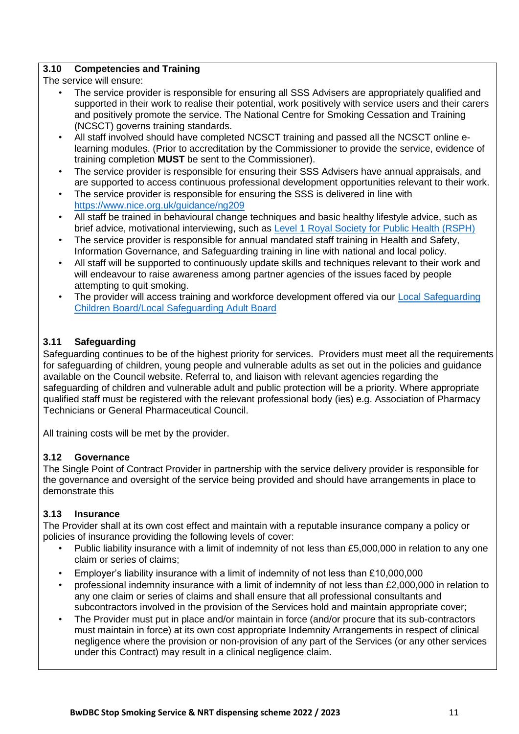### 3.10 Competencies and Training

The service will ensure:

- The service provider is responsible for ensuring all SSS Advisers are appropriately qualified and supported in their work to realise their potential, work positively with service users and their carers and positively promote the service. The National Centre for Smoking Cessation and Training (NCSCT) governs training standards.
- All staff involved should have completed NCSCT training and passed all the NCSCT online e-learning modules. (Prior to accreditation by the Commissioner to provide the service, evidence of training completion **MUST** be sent to the Commissioner).
- The service provider is responsible for ensuring their SSS Advisers have annual appraisals, and are supported to access continuous professional development opportunities relevant to their work.
- The service provider is responsible for ensuring the SSS is delivered in line with [https://www.nice.org.uk/guidance/ng209](https://www.nice.org.uk/guidance/ng209)
- All staff be trained in behavioural change techniques and basic healthy lifestyle advice, such as brief advice, motivational interviewing, such as Level 1 Royal Society for Public Health (RSPH)
- The service provider is responsible for annual mandated staff training in Health and Safety, Information Governance, and Safeguarding training in line with national and local policy.
- All staff will be supported to continuously update skills and techniques relevant to their work and will endeavour to raise awareness among partner agencies of the issues faced by people attempting to quit smoking.
- The provider will access training and workforce development offered via our Local Safeguarding Children Board/Local Safeguarding Adult Board

### 3.11 Safeguarding

Safeguarding continues to be of the highest priority for services. Providers must meet all the requirements for safeguarding of children, young people and vulnerable adults as set out in the policies and guidance available on the Council website. Referral to, and liaison with relevant agencies regarding the safeguarding of children and vulnerable adult and public protection will be a priority. Where appropriate qualified staff must be registered with the relevant professional body (ies) e.g. Association of Pharmacy Technicians or General Pharmaceutical Council.

All training costs will be met by the provider.

### 3.12 Governance

The Single Point of Contract Provider in partnership with the service delivery provider is responsible for the governance and oversight of the service being provided and should have arrangements in place to demonstrate this

### 3.13 Insurance

The Provider shall at its own cost effect and maintain with a reputable insurance company a policy or policies of insurance providing the following levels of cover:

- Public liability insurance with a limit of indemnity of not less than £5,000,000 in relation to any one claim or series of claims;
- Employer's liability insurance with a limit of indemnity of not less than £10,000,000
- professional indemnity insurance with a limit of indemnity of not less than £2,000,000 in relation to any one claim or series of claims and shall ensure that all professional consultants and subcontractors involved in the provision of the Services hold and maintain appropriate cover;
- The Provider must put in place and/or maintain in force (and/or procure that its sub-contractors must maintain in force) at its own cost appropriate Indemnity Arrangements in respect of clinical negligence where the provision or non-provision of any part of the Services (or any other services under this Contract) may result in a clinical negligence claim.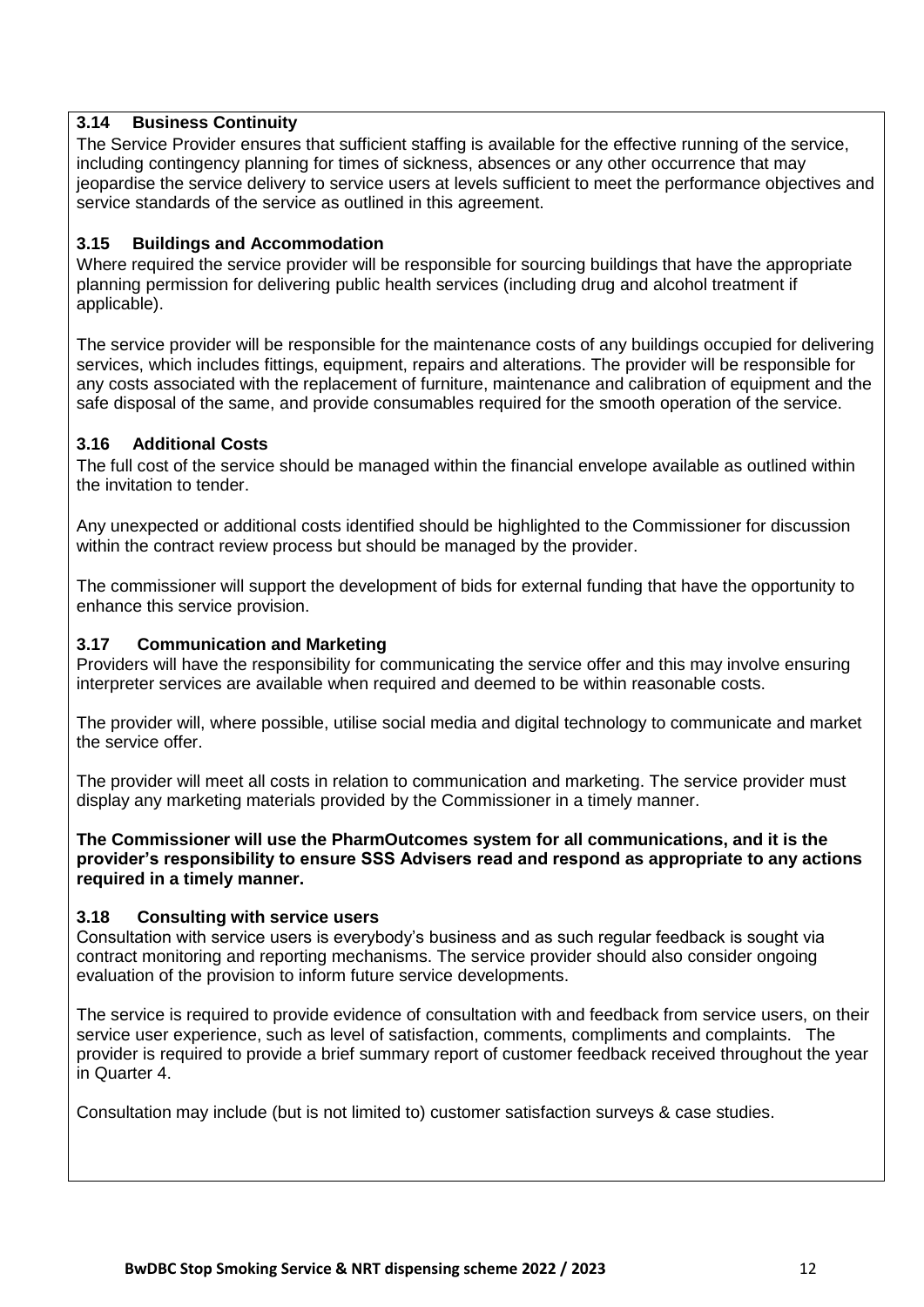### 3.14 Business Continuity

The Service Provider ensures that sufficient staffing is available for the effective running of the service, including contingency planning for times of sickness, absences or any other occurrence that may jeopardise the service delivery to service users at levels sufficient to meet the performance objectives and service standards of the service as outlined in this agreement.

### 3.15 Buildings and Accommodation

Where required the service provider will be responsible for sourcing buildings that have the appropriate planning permission for delivering public health services (including drug and alcohol treatment if applicable).

The service provider will be responsible for the maintenance costs of any buildings occupied for delivering services, which includes fittings, equipment, repairs and alterations. The provider will be responsible for any costs associated with the replacement of furniture, maintenance and calibration of equipment and the safe disposal of the same, and provide consumables required for the smooth operation of the service.

### 3.16 Additional Costs

The full cost of the service should be managed within the financial envelope available as outlined within the invitation to tender.

Any unexpected or additional costs identified should be highlighted to the Commissioner for discussion within the contract review process but should be managed by the provider.

The commissioner will support the development of bids for external funding that have the opportunity to enhance this service provision.

### 3.17 Communication and Marketing

Providers will have the responsibility for communicating the service offer and this may involve ensuring interpreter services are available when required and deemed to be within reasonable costs.

The provider will, where possible, utilise social media and digital technology to communicate and market the service offer.

The provider will meet all costs in relation to communication and marketing. The service provider must display any marketing materials provided by the Commissioner in a timely manner.

**The Commissioner will use the PharmOutcomes system for all communications, and it is the provider's responsibility to ensure SSS Advisers read and respond as appropriate to any actions required in a timely manner.**

### 3.18 Consulting with service users

Consultation with service users is everybody's business and as such regular feedback is sought via contract monitoring and reporting mechanisms. The service provider should also consider ongoing evaluation of the provision to inform future service developments.

The service is required to provide evidence of consultation with and feedback from service users, on their service user experience, such as level of satisfaction, comments, compliments and complaints. The provider is required to provide a brief summary report of customer feedback received throughout the year in Quarter 4.

Consultation may include (but is not limited to) customer satisfaction surveys & case studies.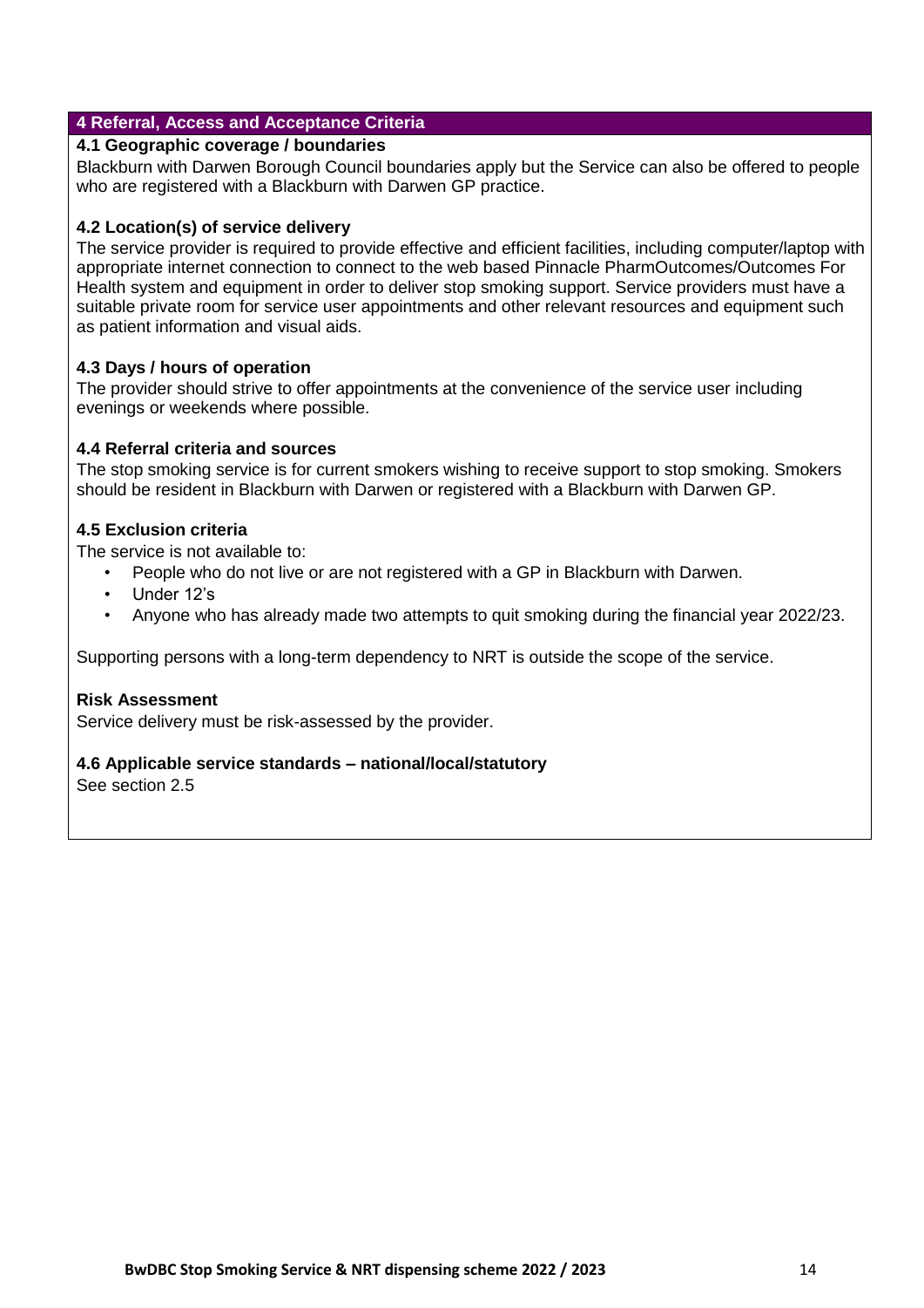## 4 Referral, Access and Acceptance Criteria

### 4.1 Geographic coverage / boundaries

Blackburn with Darwen Borough Council boundaries apply but the Service can also be offered to people who are registered with a Blackburn with Darwen GP practice.

### 4.2 Location(s) of service delivery

The service provider is required to provide effective and efficient facilities, including computer/laptop with appropriate internet connection to connect to the web based Pinnacle PharmOutcomes/Outcomes For Health system and equipment in order to deliver stop smoking support. Service providers must have a suitable private room for service user appointments and other relevant resources and equipment such as patient information and visual aids.

### 4.3 Days / hours of operation

The provider should strive to offer appointments at the convenience of the service user including evenings or weekends where possible.

### 4.4 Referral criteria and sources

The stop smoking service is for current smokers wishing to receive support to stop smoking. Smokers should be resident in Blackburn with Darwen or registered with a Blackburn with Darwen GP.

### 4.5 Exclusion criteria

The service is not available to:

- People who do not live or are not registered with a GP in Blackburn with Darwen.
- Under 12's
- Anyone who has already made two attempts to quit smoking during the financial year 2022/23.

Supporting persons with a long-term dependency to NRT is outside the scope of the service.

### Risk Assessment

Service delivery must be risk-assessed by the provider.

### 4.6 Applicable service standards – national/local/statutory

See section 2.5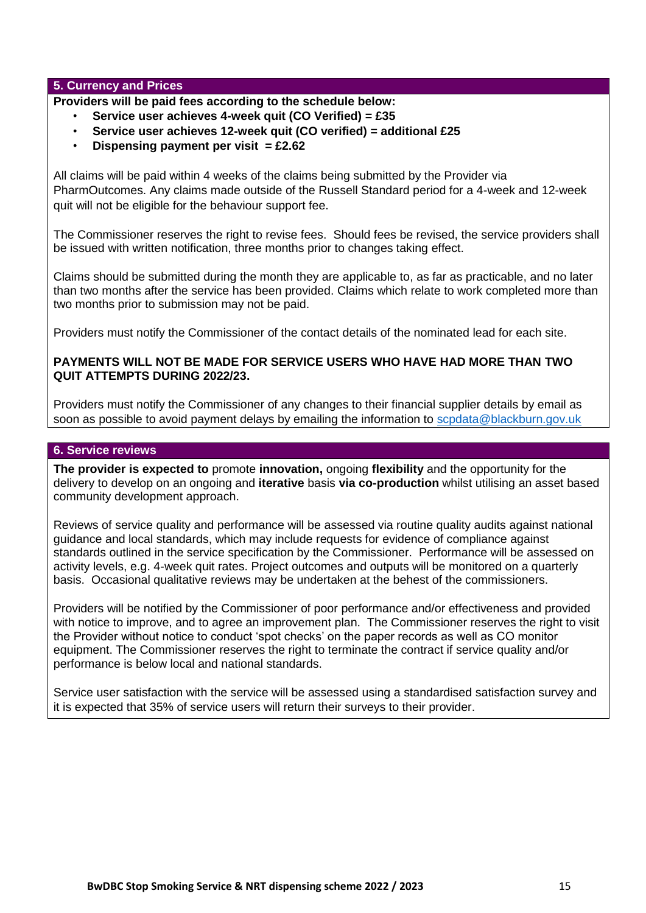## 5. Currency and Prices

**Providers will be paid fees according to the schedule below:**

- **Service user achieves 4-week quit (CO Verified) = £35**
- **Service user achieves 12-week quit (CO verified) = additional £25**
- **Dispensing payment per visit = £2.62**

All claims will be paid within 4 weeks of the claims being submitted by the Provider via PharmOutcomes. Any claims made outside of the Russell Standard period for a 4-week and 12-week quit will not be eligible for the behaviour support fee.

The Commissioner reserves the right to revise fees. Should fees be revised, the service providers shall be issued with written notification, three months prior to changes taking effect.

Claims should be submitted during the month they are applicable to, as far as practicable, and no later than two months after the service has been provided. Claims which relate to work completed more than two months prior to submission may not be paid.

Providers must notify the Commissioner of the contact details of the nominated lead for each site.

**PAYMENTS WILL NOT BE MADE FOR SERVICE USERS WHO HAVE HAD MORE THAN TWO QUIT ATTEMPTS DURING 2022/23.**

Providers must notify the Commissioner of any changes to their financial supplier details by email as soon as possible to avoid payment delays by emailing the information to scpdata@blackburn.gov.uk

## 6. Service reviews

**The provider is expected to** promote **innovation,** ongoing **flexibility** and the opportunity for the delivery to develop on an ongoing and **iterative** basis **via co-production** whilst utilising an asset based community development approach.

Reviews of service quality and performance will be assessed via routine quality audits against national guidance and local standards, which may include requests for evidence of compliance against standards outlined in the service specification by the Commissioner. Performance will be assessed on activity levels, e.g. 4-week quit rates. Project outcomes and outputs will be monitored on a quarterly basis. Occasional qualitative reviews may be undertaken at the behest of the commissioners.

Providers will be notified by the Commissioner of poor performance and/or effectiveness and provided with notice to improve, and to agree an improvement plan. The Commissioner reserves the right to visit the Provider without notice to conduct 'spot checks' on the paper records as well as CO monitor equipment. The Commissioner reserves the right to terminate the contract if service quality and/or performance is below local and national standards.

Service user satisfaction with the service will be assessed using a standardised satisfaction survey and it is expected that 35% of service users will return their surveys to their provider.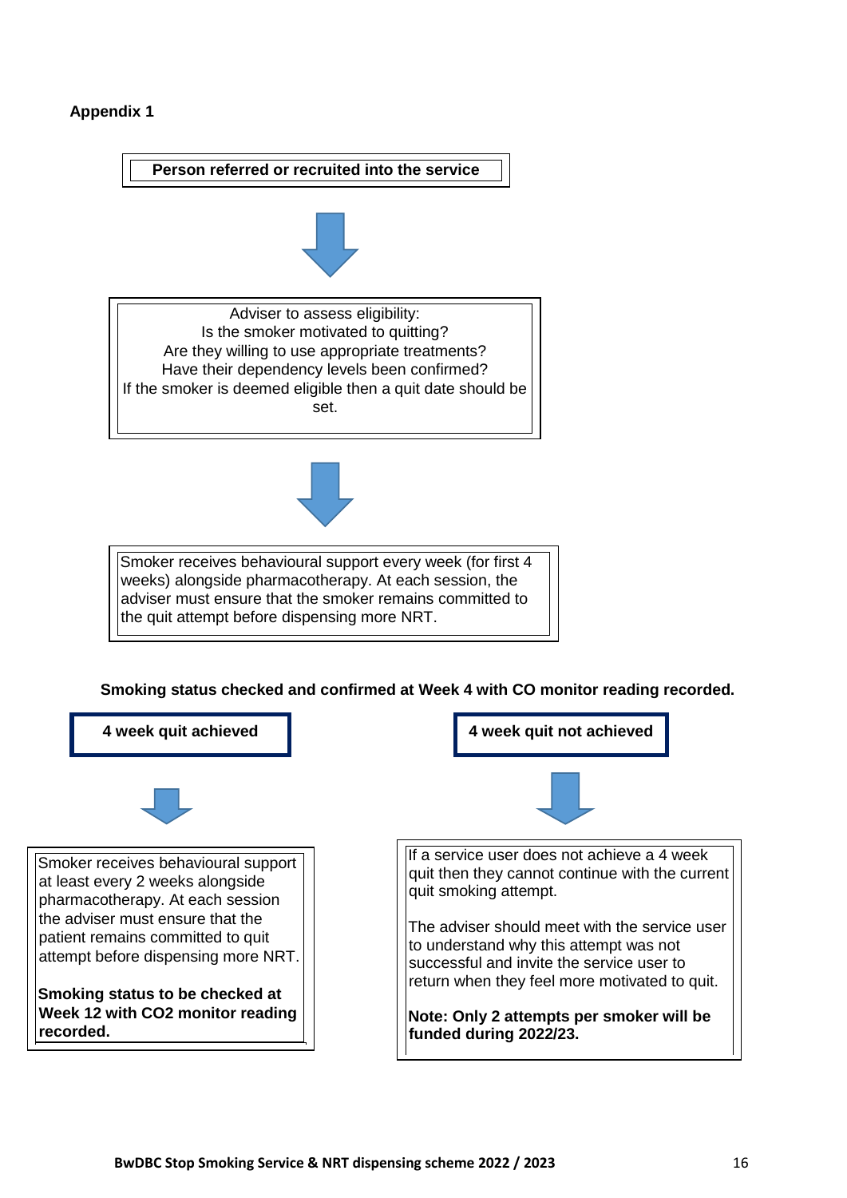**Appendix 1**

**Person referred or recruited into the service**

↓

Adviser to assess eligibility:
Is the smoker motivated to quitting?
Are they willing to use appropriate treatments?
Have their dependency levels been confirmed?
If the smoker is deemed eligible then a quit date should be set.

↓

Smoker receives behavioural support every week (for first 4 weeks) alongside pharmacotherapy. At each session, the adviser must ensure that the smoker remains committed to the quit attempt before dispensing more NRT.

**Smoking status checked and confirmed at Week 4 with CO monitor reading recorded.**

**4 week quit achieved**

↓

Smoker receives behavioural support at least every 2 weeks alongside pharmacotherapy. At each session the adviser must ensure that the patient remains committed to quit attempt before dispensing more NRT.

**Smoking status to be checked at Week 12 with CO2 monitor reading recorded.**

**4 week quit not achieved**

↓

If a service user does not achieve a 4 week quit then they cannot continue with the current quit smoking attempt.

The adviser should meet with the service user to understand why this attempt was not successful and invite the service user to return when they feel more motivated to quit.

**Note: Only 2 attempts per smoker will be funded during 2022/23.**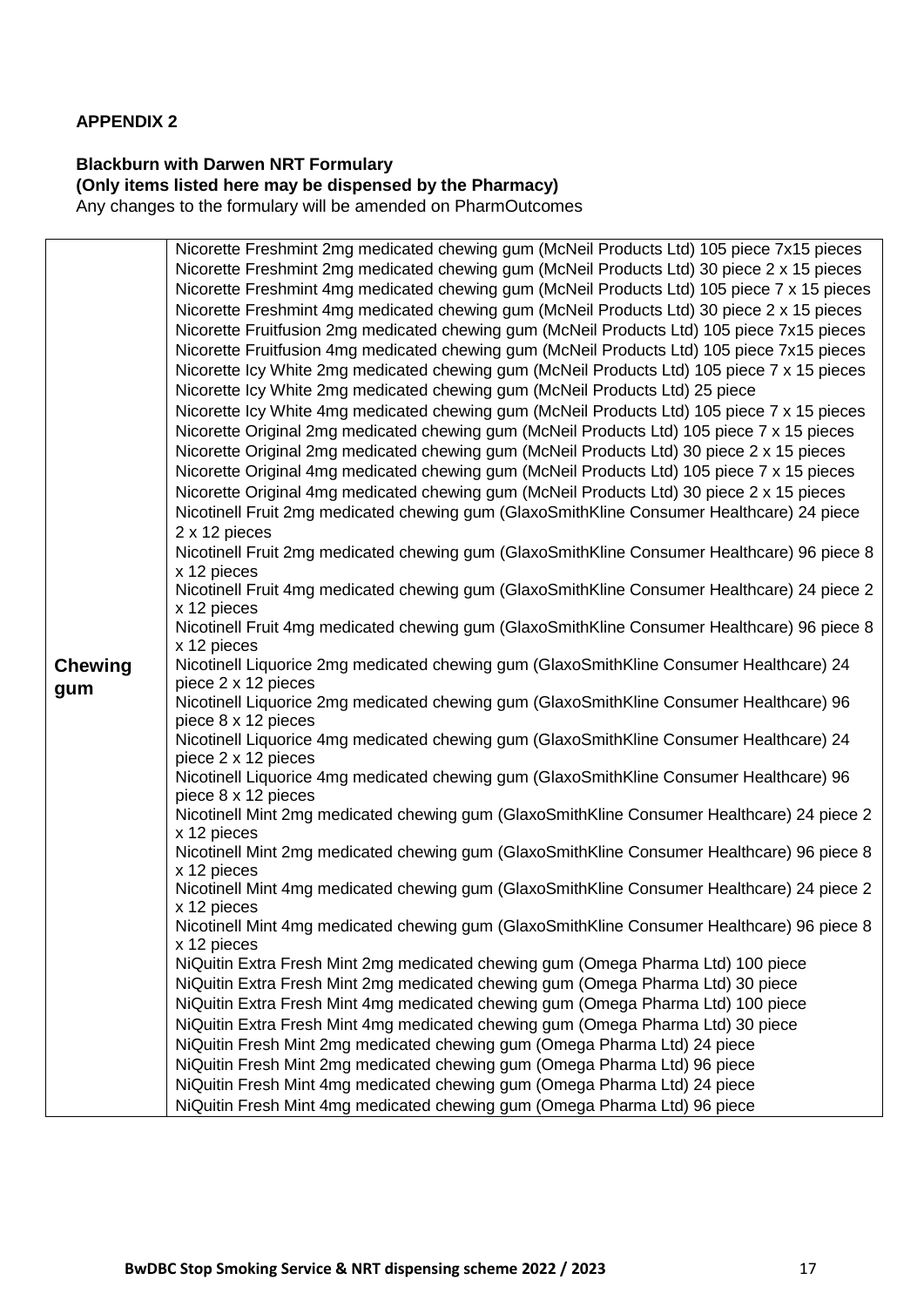**APPENDIX 2**

**Blackburn with Darwen NRT Formulary**
**(Only items listed here may be dispensed by the Pharmacy)**
Any changes to the formulary will be amended on PharmOutcomes

| | |
|---|---|
| **Chewing gum** | Nicorette Freshmint 2mg medicated chewing gum (McNeil Products Ltd) 105 piece 7x15 pieces<br>Nicorette Freshmint 2mg medicated chewing gum (McNeil Products Ltd) 30 piece 2 x 15 pieces<br>Nicorette Freshmint 4mg medicated chewing gum (McNeil Products Ltd) 105 piece 7 x 15 pieces<br>Nicorette Freshmint 4mg medicated chewing gum (McNeil Products Ltd) 30 piece 2 x 15 pieces<br>Nicorette Fruitfusion 2mg medicated chewing gum (McNeil Products Ltd) 105 piece 7x15 pieces<br>Nicorette Fruitfusion 4mg medicated chewing gum (McNeil Products Ltd) 105 piece 7x15 pieces<br>Nicorette Icy White 2mg medicated chewing gum (McNeil Products Ltd) 105 piece 7 x 15 pieces<br>Nicorette Icy White 2mg medicated chewing gum (McNeil Products Ltd) 25 piece<br>Nicorette Icy White 4mg medicated chewing gum (McNeil Products Ltd) 105 piece 7 x 15 pieces<br>Nicorette Original 2mg medicated chewing gum (McNeil Products Ltd) 105 piece 7 x 15 pieces<br>Nicorette Original 2mg medicated chewing gum (McNeil Products Ltd) 30 piece 2 x 15 pieces<br>Nicorette Original 4mg medicated chewing gum (McNeil Products Ltd) 105 piece 7 x 15 pieces<br>Nicorette Original 4mg medicated chewing gum (McNeil Products Ltd) 30 piece 2 x 15 pieces<br>Nicotinell Fruit 2mg medicated chewing gum (GlaxoSmithKline Consumer Healthcare) 24 piece 2 x 12 pieces<br>Nicotinell Fruit 2mg medicated chewing gum (GlaxoSmithKline Consumer Healthcare) 96 piece 8 x 12 pieces<br>Nicotinell Fruit 4mg medicated chewing gum (GlaxoSmithKline Consumer Healthcare) 24 piece 2 x 12 pieces<br>Nicotinell Fruit 4mg medicated chewing gum (GlaxoSmithKline Consumer Healthcare) 96 piece 8 x 12 pieces<br>Nicotinell Liquorice 2mg medicated chewing gum (GlaxoSmithKline Consumer Healthcare) 24 piece 2 x 12 pieces<br>Nicotinell Liquorice 2mg medicated chewing gum (GlaxoSmithKline Consumer Healthcare) 96 piece 8 x 12 pieces<br>Nicotinell Liquorice 4mg medicated chewing gum (GlaxoSmithKline Consumer Healthcare) 24 piece 2 x 12 pieces<br>Nicotinell Liquorice 4mg medicated chewing gum (GlaxoSmithKline Consumer Healthcare) 96 piece 8 x 12 pieces<br>Nicotinell Mint 2mg medicated chewing gum (GlaxoSmithKline Consumer Healthcare) 24 piece 2 x 12 pieces<br>Nicotinell Mint 2mg medicated chewing gum (GlaxoSmithKline Consumer Healthcare) 96 piece 8 x 12 pieces<br>Nicotinell Mint 4mg medicated chewing gum (GlaxoSmithKline Consumer Healthcare) 24 piece 2 x 12 pieces<br>Nicotinell Mint 4mg medicated chewing gum (GlaxoSmithKline Consumer Healthcare) 96 piece 8 x 12 pieces<br>NiQuitin Extra Fresh Mint 2mg medicated chewing gum (Omega Pharma Ltd) 100 piece<br>NiQuitin Extra Fresh Mint 2mg medicated chewing gum (Omega Pharma Ltd) 30 piece<br>NiQuitin Extra Fresh Mint 4mg medicated chewing gum (Omega Pharma Ltd) 100 piece<br>NiQuitin Extra Fresh Mint 4mg medicated chewing gum (Omega Pharma Ltd) 30 piece<br>NiQuitin Fresh Mint 2mg medicated chewing gum (Omega Pharma Ltd) 24 piece<br>NiQuitin Fresh Mint 2mg medicated chewing gum (Omega Pharma Ltd) 96 piece<br>NiQuitin Fresh Mint 4mg medicated chewing gum (Omega Pharma Ltd) 24 piece<br>NiQuitin Fresh Mint 4mg medicated chewing gum (Omega Pharma Ltd) 96 piece |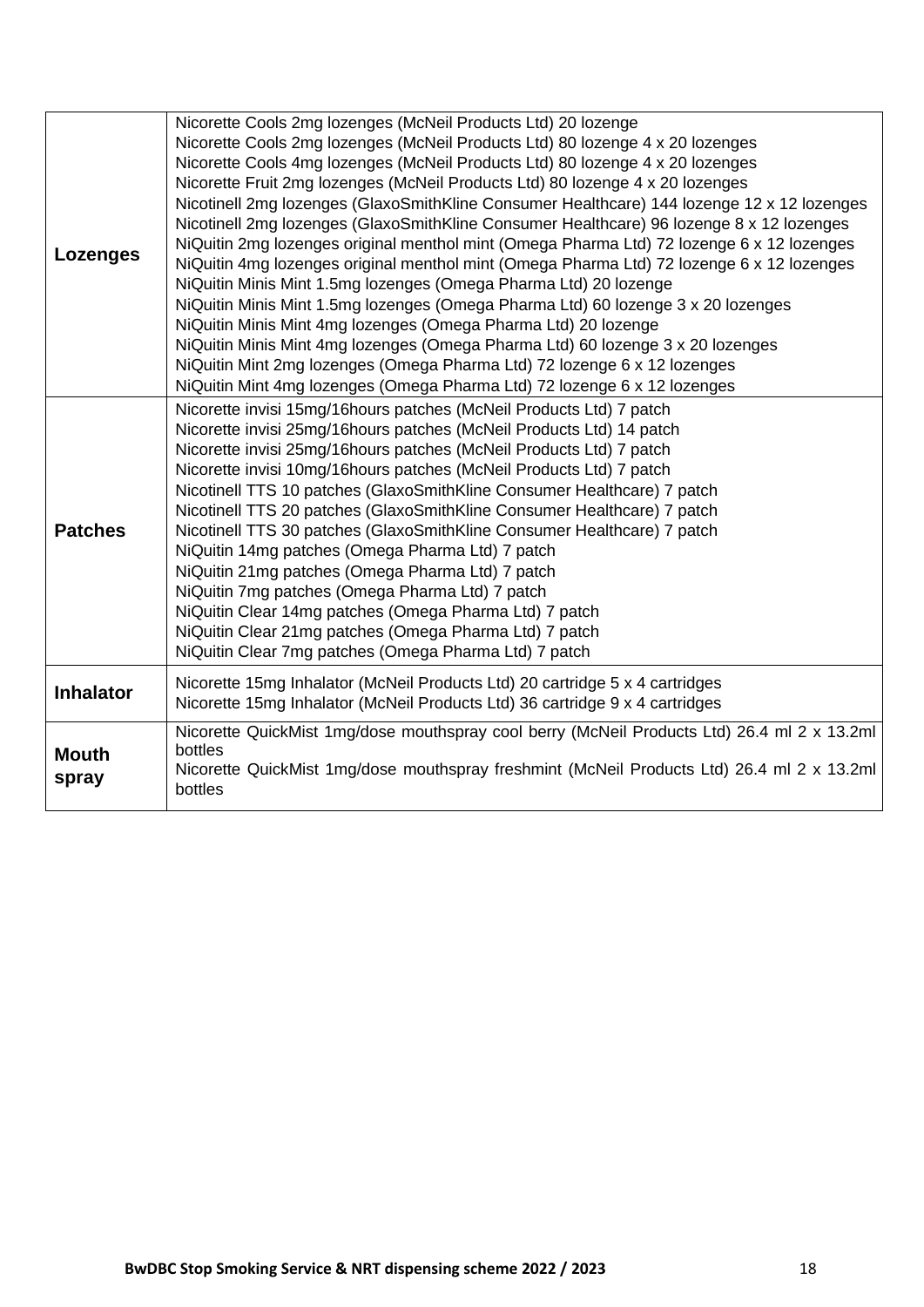| | |
|---|---|
| **Lozenges** | Nicorette Cools 2mg lozenges (McNeil Products Ltd) 20 lozenge<br>Nicorette Cools 2mg lozenges (McNeil Products Ltd) 80 lozenge 4 x 20 lozenges<br>Nicorette Cools 4mg lozenges (McNeil Products Ltd) 80 lozenge 4 x 20 lozenges<br>Nicorette Fruit 2mg lozenges (McNeil Products Ltd) 80 lozenge 4 x 20 lozenges<br>Nicotinell 2mg lozenges (GlaxoSmithKline Consumer Healthcare) 144 lozenge 12 x 12 lozenges<br>Nicotinell 2mg lozenges (GlaxoSmithKline Consumer Healthcare) 96 lozenge 8 x 12 lozenges<br>NiQuitin 2mg lozenges original menthol mint (Omega Pharma Ltd) 72 lozenge 6 x 12 lozenges<br>NiQuitin 4mg lozenges original menthol mint (Omega Pharma Ltd) 72 lozenge 6 x 12 lozenges<br>NiQuitin Minis Mint 1.5mg lozenges (Omega Pharma Ltd) 20 lozenge<br>NiQuitin Minis Mint 1.5mg lozenges (Omega Pharma Ltd) 60 lozenge 3 x 20 lozenges<br>NiQuitin Minis Mint 4mg lozenges (Omega Pharma Ltd) 20 lozenge<br>NiQuitin Minis Mint 4mg lozenges (Omega Pharma Ltd) 60 lozenge 3 x 20 lozenges<br>NiQuitin Mint 2mg lozenges (Omega Pharma Ltd) 72 lozenge 6 x 12 lozenges<br>NiQuitin Mint 4mg lozenges (Omega Pharma Ltd) 72 lozenge 6 x 12 lozenges |
| **Patches** | Nicorette invisi 15mg/16hours patches (McNeil Products Ltd) 7 patch<br>Nicorette invisi 25mg/16hours patches (McNeil Products Ltd) 14 patch<br>Nicorette invisi 25mg/16hours patches (McNeil Products Ltd) 7 patch<br>Nicorette invisi 10mg/16hours patches (McNeil Products Ltd) 7 patch<br>Nicotinell TTS 10 patches (GlaxoSmithKline Consumer Healthcare) 7 patch<br>Nicotinell TTS 20 patches (GlaxoSmithKline Consumer Healthcare) 7 patch<br>Nicotinell TTS 30 patches (GlaxoSmithKline Consumer Healthcare) 7 patch<br>NiQuitin 14mg patches (Omega Pharma Ltd) 7 patch<br>NiQuitin 21mg patches (Omega Pharma Ltd) 7 patch<br>NiQuitin 7mg patches (Omega Pharma Ltd) 7 patch<br>NiQuitin Clear 14mg patches (Omega Pharma Ltd) 7 patch<br>NiQuitin Clear 21mg patches (Omega Pharma Ltd) 7 patch<br>NiQuitin Clear 7mg patches (Omega Pharma Ltd) 7 patch |
| **Inhalator** | Nicorette 15mg Inhalator (McNeil Products Ltd) 20 cartridge 5 x 4 cartridges<br>Nicorette 15mg Inhalator (McNeil Products Ltd) 36 cartridge 9 x 4 cartridges |
| **Mouth spray** | Nicorette QuickMist 1mg/dose mouthspray cool berry (McNeil Products Ltd) 26.4 ml 2 x 13.2ml bottles<br>Nicorette QuickMist 1mg/dose mouthspray freshmint (McNeil Products Ltd) 26.4 ml 2 x 13.2ml bottles |